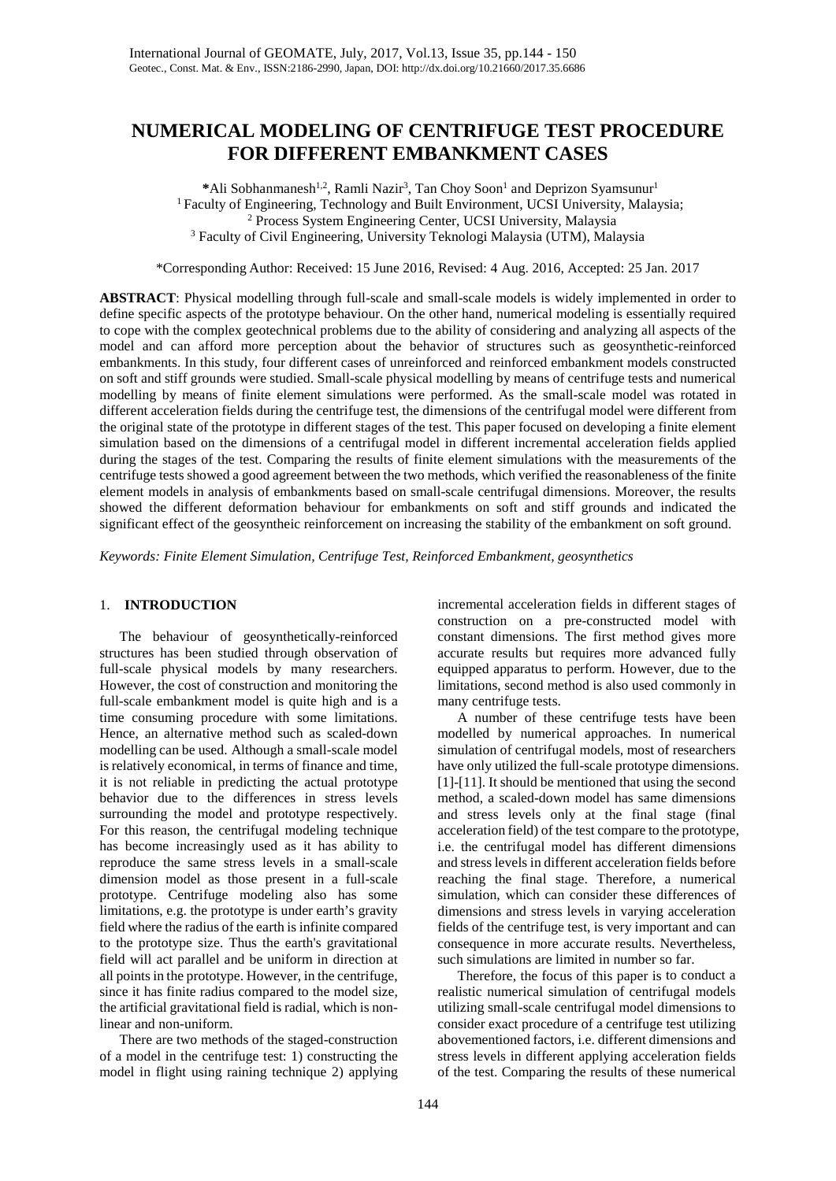# NUMERICAL MODELING OF CENTRIFUGE TEST PROCEDURE FOR DIFFERENT EMBANKMENT CASES

***Ali Sobhanmanesh**[1,2], **Ramli Nazir**[3], **Tan Choy Soon**[1] **and Deprizon Syamsunur**[1]

[1] Faculty of Engineering, Technology and Built Environment, UCSI University, Malaysia;
[2] Process System Engineering Center, UCSI University, Malaysia
[3] Faculty of Civil Engineering, University Teknologi Malaysia (UTM), Malaysia

*Corresponding Author: Received: 15 June 2016, Revised: 4 Aug. 2016, Accepted: 25 Jan. 2017

**ABSTRACT**: Physical modelling through full-scale and small-scale models is widely implemented in order to define specific aspects of the prototype behaviour. On the other hand, numerical modeling is essentially required to cope with the complex geotechnical problems due to the ability of considering and analyzing all aspects of the model and can afford more perception about the behavior of structures such as geosynthetic-reinforced embankments. In this study, four different cases of unreinforced and reinforced embankment models constructed on soft and stiff grounds were studied. Small-scale physical modelling by means of centrifuge tests and numerical modelling by means of finite element simulations were performed. As the small-scale model was rotated in different acceleration fields during the centrifuge test, the dimensions of the centrifugal model were different from the original state of the prototype in different stages of the test. This paper focused on developing a finite element simulation based on the dimensions of a centrifugal model in different incremental acceleration fields applied during the stages of the test. Comparing the results of finite element simulations with the measurements of the centrifuge tests showed a good agreement between the two methods, which verified the reasonableness of the finite element models in analysis of embankments based on small-scale centrifugal dimensions. Moreover, the results showed the different deformation behaviour for embankments on soft and stiff grounds and indicated the significant effect of the geosyntheic reinforcement on increasing the stability of the embankment on soft ground.

*Keywords: Finite Element Simulation, Centrifuge Test, Reinforced Embankment, geosynthetics*

## 1. INTRODUCTION

The behaviour of geosynthetically-reinforced structures has been studied through observation of full-scale physical models by many researchers. However, the cost of construction and monitoring the full-scale embankment model is quite high and is a time consuming procedure with some limitations. Hence, an alternative method such as scaled-down modelling can be used. Although a small-scale model is relatively economical, in terms of finance and time, it is not reliable in predicting the actual prototype behavior due to the differences in stress levels surrounding the model and prototype respectively. For this reason, the centrifugal modeling technique has become increasingly used as it has ability to reproduce the same stress levels in a small-scale dimension model as those present in a full-scale prototype. Centrifuge modeling also has some limitations, e.g. the prototype is under earth's gravity field where the radius of the earth is infinite compared to the prototype size. Thus the earth's gravitational field will act parallel and be uniform in direction at all points in the prototype. However, in the centrifuge, since it has finite radius compared to the model size, the artificial gravitational field is radial, which is non-linear and non-uniform.

There are two methods of the staged-construction of a model in the centrifuge test: 1) constructing the model in flight using raining technique 2) applying incremental acceleration fields in different stages of construction on a pre-constructed model with constant dimensions. The first method gives more accurate results but requires more advanced fully equipped apparatus to perform. However, due to the limitations, second method is also used commonly in many centrifuge tests.

A number of these centrifuge tests have been modelled by numerical approaches. In numerical simulation of centrifugal models, most of researchers have only utilized the full-scale prototype dimensions. [1]-[11]. It should be mentioned that using the second method, a scaled-down model has same dimensions and stress levels only at the final stage (final acceleration field) of the test compare to the prototype, i.e. the centrifugal model has different dimensions and stress levels in different acceleration fields before reaching the final stage. Therefore, a numerical simulation, which can consider these differences of dimensions and stress levels in varying acceleration fields of the centrifuge test, is very important and can consequence in more accurate results. Nevertheless, such simulations are limited in number so far.

Therefore, the focus of this paper is to conduct a realistic numerical simulation of centrifugal models utilizing small-scale centrifugal model dimensions to consider exact procedure of a centrifuge test utilizing abovementioned factors, i.e. different dimensions and stress levels in different applying acceleration fields of the test. Comparing the results of these numerical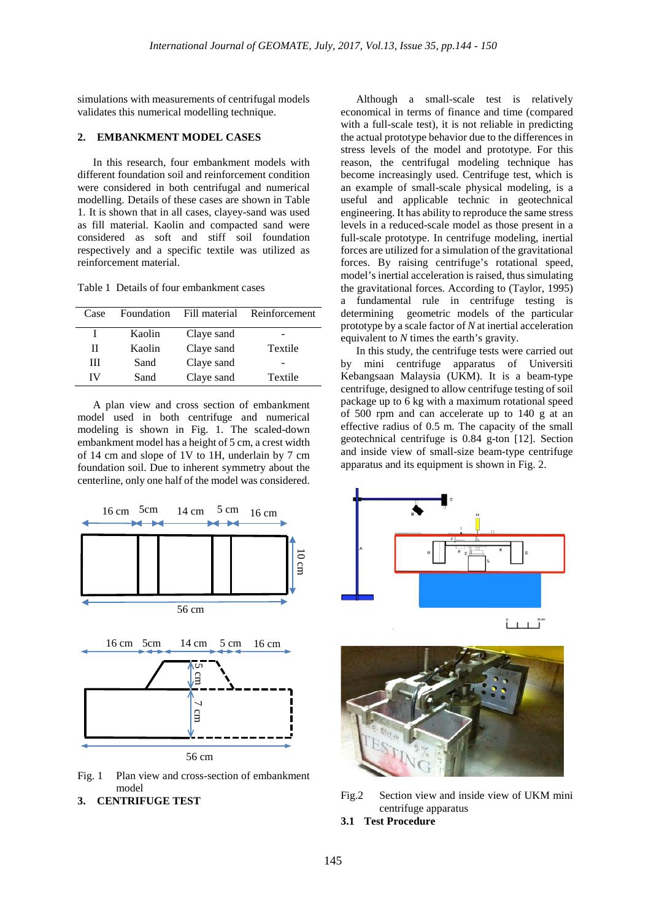simulations with measurements of centrifugal models validates this numerical modelling technique.

## 2. EMBANKMENT MODEL CASES

In this research, four embankment models with different foundation soil and reinforcement condition were considered in both centrifugal and numerical modelling. Details of these cases are shown in Table 1. It is shown that in all cases, clayey-sand was used as fill material. Kaolin and compacted sand were considered as soft and stiff soil foundation respectively and a specific textile was utilized as reinforcement material.

Table 1 Details of four embankment cases

| Case | Foundation | Fill material | Reinforcement |
|---|---|---|---|
| I | Kaolin | Claye sand | - |
| II | Kaolin | Claye sand | Textile |
| III | Sand | Claye sand | - |
| IV | Sand | Claye sand | Textile |

A plan view and cross section of embankment model used in both centrifuge and numerical modeling is shown in Fig. 1. The scaled-down embankment model has a height of 5 cm, a crest width of 14 cm and slope of 1V to 1H, underlain by 7 cm foundation soil. Due to inherent symmetry about the centerline, only one half of the model was considered.

Fig. 1 Plan view and cross-section of embankment model

## 3. CENTRIFUGE TEST

Although a small-scale test is relatively economical in terms of finance and time (compared with a full-scale test), it is not reliable in predicting the actual prototype behavior due to the differences in stress levels of the model and prototype. For this reason, the centrifugal modeling technique has become increasingly used. Centrifuge test, which is an example of small-scale physical modeling, is a useful and applicable technic in geotechnical engineering. It has ability to reproduce the same stress levels in a reduced-scale model as those present in a full-scale prototype. In centrifuge modeling, inertial forces are utilized for a simulation of the gravitational forces. By raising centrifuge's rotational speed, model's inertial acceleration is raised, thus simulating the gravitational forces. According to (Taylor, 1995) a fundamental rule in centrifuge testing is determining geometric models of the particular prototype by a scale factor of $N$ at inertial acceleration equivalent to $N$ times the earth's gravity.

In this study, the centrifuge tests were carried out by mini centrifuge apparatus of Universiti Kebangsaan Malaysia (UKM). It is a beam-type centrifuge, designed to allow centrifuge testing of soil package up to 6 kg with a maximum rotational speed of 500 rpm and can accelerate up to 140 g at an effective radius of 0.5 m. The capacity of the small geotechnical centrifuge is 0.84 g-ton [12]. Section and inside view of small-size beam-type centrifuge apparatus and its equipment is shown in Fig. 2.

Fig.2 Section view and inside view of UKM mini centrifuge apparatus

### 3.1 Test Procedure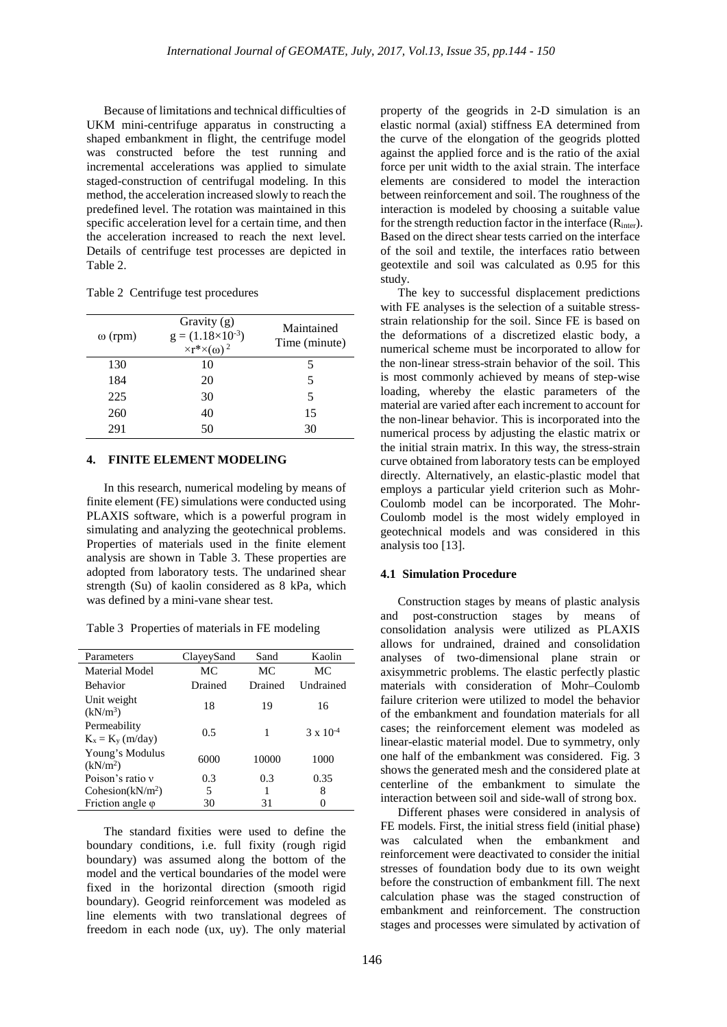Because of limitations and technical difficulties of UKM mini-centrifuge apparatus in constructing a shaped embankment in flight, the centrifuge model was constructed before the test running and incremental accelerations was applied to simulate staged-construction of centrifugal modeling. In this method, the acceleration increased slowly to reach the predefined level. The rotation was maintained in this specific acceleration level for a certain time, and then the acceleration increased to reach the next level. Details of centrifuge test processes are depicted in Table 2.

Table 2 Centrifuge test procedures

| ω (rpm) | Gravity (g) $g = (1.18\times10^{-3}) \times r^{*}\times(\omega)^2$ | Maintained Time (minute) |
|---|---|---|
| 130 | 10 | 5 |
| 184 | 20 | 5 |
| 225 | 30 | 5 |
| 260 | 40 | 15 |
| 291 | 50 | 30 |

## 4. FINITE ELEMENT MODELING

In this research, numerical modeling by means of finite element (FE) simulations were conducted using PLAXIS software, which is a powerful program in simulating and analyzing the geotechnical problems. Properties of materials used in the finite element analysis are shown in Table 3. These properties are adopted from laboratory tests. The undarined shear strength (Su) of kaolin considered as 8 kPa, which was defined by a mini-vane shear test.

Table 3 Properties of materials in FE modeling

| Parameters | ClayeySand | Sand | Kaolin |
|---|---|---|---|
| Material Model | MC | MC | MC |
| Behavior | Drained | Drained | Undrained |
| Unit weight (kN/m³) | 18 | 19 | 16 |
| Permeability $K_x = K_y$ (m/day) | 0.5 | 1 | $3 \times 10^{-4}$ |
| Young's Modulus (kN/m²) | 6000 | 10000 | 1000 |
| Poison's ratio ν | 0.3 | 0.3 | 0.35 |
| Cohesion(kN/m²) | 5 | 1 | 8 |
| Friction angle φ | 30 | 31 | 0 |

The standard fixities were used to define the boundary conditions, i.e. full fixity (rough rigid boundary) was assumed along the bottom of the model and the vertical boundaries of the model were fixed in the horizontal direction (smooth rigid boundary). Geogrid reinforcement was modeled as line elements with two translational degrees of freedom in each node (ux, uy). The only material property of the geogrids in 2-D simulation is an elastic normal (axial) stiffness EA determined from the curve of the elongation of the geogrids plotted against the applied force and is the ratio of the axial force per unit width to the axial strain. The interface elements are considered to model the interaction between reinforcement and soil. The roughness of the interaction is modeled by choosing a suitable value for the strength reduction factor in the interface ($R_{inter}$). Based on the direct shear tests carried on the interface of the soil and textile, the interfaces ratio between geotextile and soil was calculated as 0.95 for this study.

The key to successful displacement predictions with FE analyses is the selection of a suitable stress-strain relationship for the soil. Since FE is based on the deformations of a discretized elastic body, a numerical scheme must be incorporated to allow for the non-linear stress-strain behavior of the soil. This is most commonly achieved by means of step-wise loading, whereby the elastic parameters of the material are varied after each increment to account for the non-linear behavior. This is incorporated into the numerical process by adjusting the elastic matrix or the initial strain matrix. In this way, the stress-strain curve obtained from laboratory tests can be employed directly. Alternatively, an elastic-plastic model that employs a particular yield criterion such as Mohr-Coulomb model can be incorporated. The Mohr-Coulomb model is the most widely employed in geotechnical models and was considered in this analysis too [13].

### 4.1 Simulation Procedure

Construction stages by means of plastic analysis and post-construction stages by means of consolidation analysis were utilized as PLAXIS allows for undrained, drained and consolidation analyses of two-dimensional plane strain or axisymmetric problems. The elastic perfectly plastic materials with consideration of Mohr–Coulomb failure criterion were utilized to model the behavior of the embankment and foundation materials for all cases; the reinforcement element was modeled as linear-elastic material model. Due to symmetry, only one half of the embankment was considered. Fig. 3 shows the generated mesh and the considered plate at centerline of the embankment to simulate the interaction between soil and side-wall of strong box.

Different phases were considered in analysis of FE models. First, the initial stress field (initial phase) was calculated when the embankment and reinforcement were deactivated to consider the initial stresses of foundation body due to its own weight before the construction of embankment fill. The next calculation phase was the staged construction of embankment and reinforcement. The construction stages and processes were simulated by activation of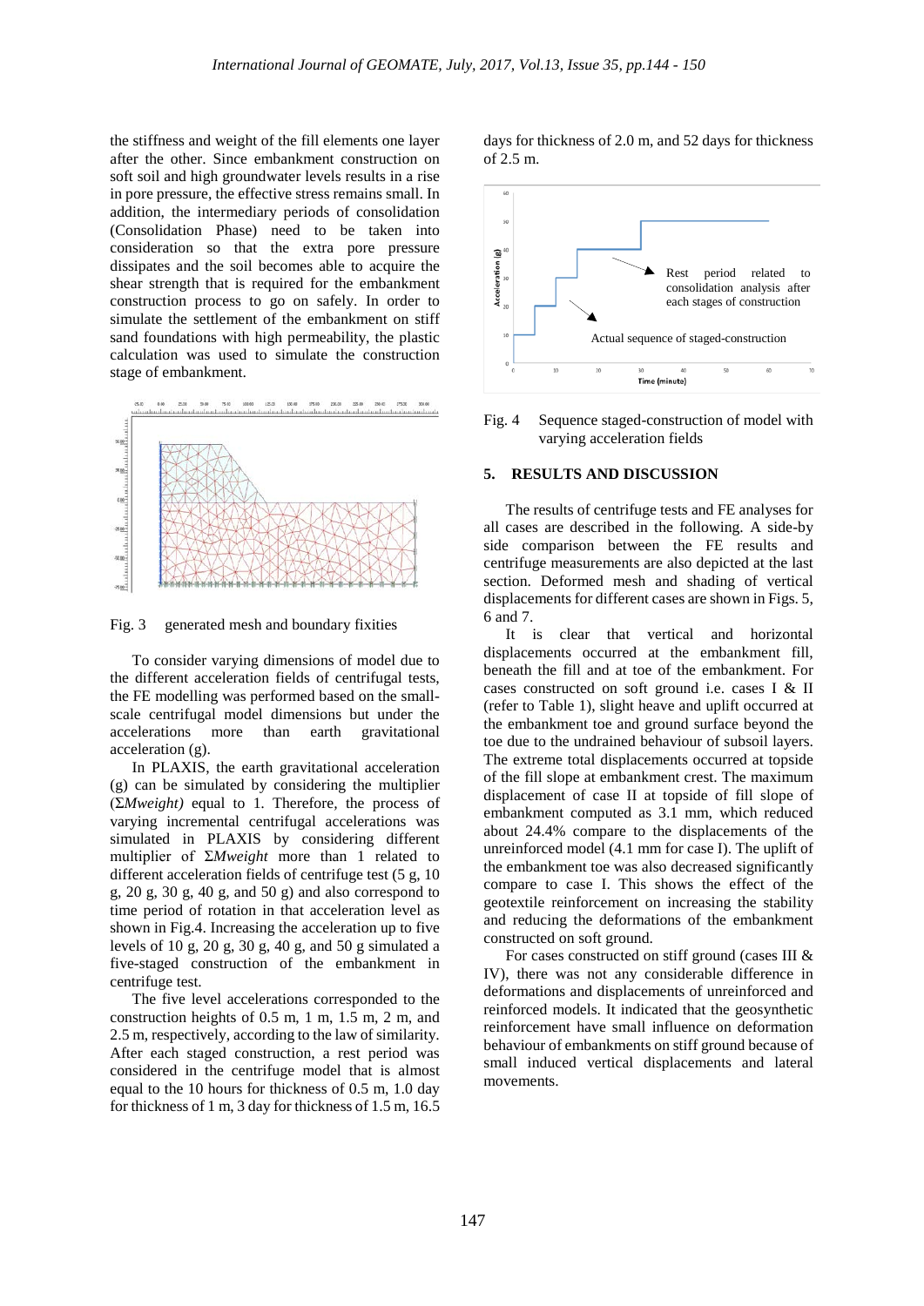the stiffness and weight of the fill elements one layer after the other. Since embankment construction on soft soil and high groundwater levels results in a rise in pore pressure, the effective stress remains small. In addition, the intermediary periods of consolidation (Consolidation Phase) need to be taken into consideration so that the extra pore pressure dissipates and the soil becomes able to acquire the shear strength that is required for the embankment construction process to go on safely. In order to simulate the settlement of the embankment on stiff sand foundations with high permeability, the plastic calculation was used to simulate the construction stage of embankment.

Fig. 3 generated mesh and boundary fixities

To consider varying dimensions of model due to the different acceleration fields of centrifugal tests, the FE modelling was performed based on the small-scale centrifugal model dimensions but under the accelerations more than earth gravitational acceleration (g).

In PLAXIS, the earth gravitational acceleration (g) can be simulated by considering the multiplier (Σ*Mweight)* equal to 1. Therefore, the process of varying incremental centrifugal accelerations was simulated in PLAXIS by considering different multiplier of Σ*Mweight* more than 1 related to different acceleration fields of centrifuge test (5 g, 10 g, 20 g, 30 g, 40 g, and 50 g) and also correspond to time period of rotation in that acceleration level as shown in Fig.4. Increasing the acceleration up to five levels of 10 g, 20 g, 30 g, 40 g, and 50 g simulated a five-staged construction of the embankment in centrifuge test.

The five level accelerations corresponded to the construction heights of 0.5 m, 1 m, 1.5 m, 2 m, and 2.5 m, respectively, according to the law of similarity. After each staged construction, a rest period was considered in the centrifuge model that is almost equal to the 10 hours for thickness of 0.5 m, 1.0 day for thickness of 1 m, 3 day for thickness of 1.5 m, 16.5 days for thickness of 2.0 m, and 52 days for thickness of 2.5 m.

Fig. 4 Sequence staged-construction of model with varying acceleration fields

## 5. RESULTS AND DISCUSSION

The results of centrifuge tests and FE analyses for all cases are described in the following. A side-by side comparison between the FE results and centrifuge measurements are also depicted at the last section. Deformed mesh and shading of vertical displacements for different cases are shown in Figs. 5, 6 and 7.

It is clear that vertical and horizontal displacements occurred at the embankment fill, beneath the fill and at toe of the embankment. For cases constructed on soft ground i.e. cases I & II (refer to Table 1), slight heave and uplift occurred at the embankment toe and ground surface beyond the toe due to the undrained behaviour of subsoil layers. The extreme total displacements occurred at topside of the fill slope at embankment crest. The maximum displacement of case II at topside of fill slope of embankment computed as 3.1 mm, which reduced about 24.4% compare to the displacements of the unreinforced model (4.1 mm for case I). The uplift of the embankment toe was also decreased significantly compare to case I. This shows the effect of the geotextile reinforcement on increasing the stability and reducing the deformations of the embankment constructed on soft ground.

For cases constructed on stiff ground (cases III & IV), there was not any considerable difference in deformations and displacements of unreinforced and reinforced models. It indicated that the geosynthetic reinforcement have small influence on deformation behaviour of embankments on stiff ground because of small induced vertical displacements and lateral movements.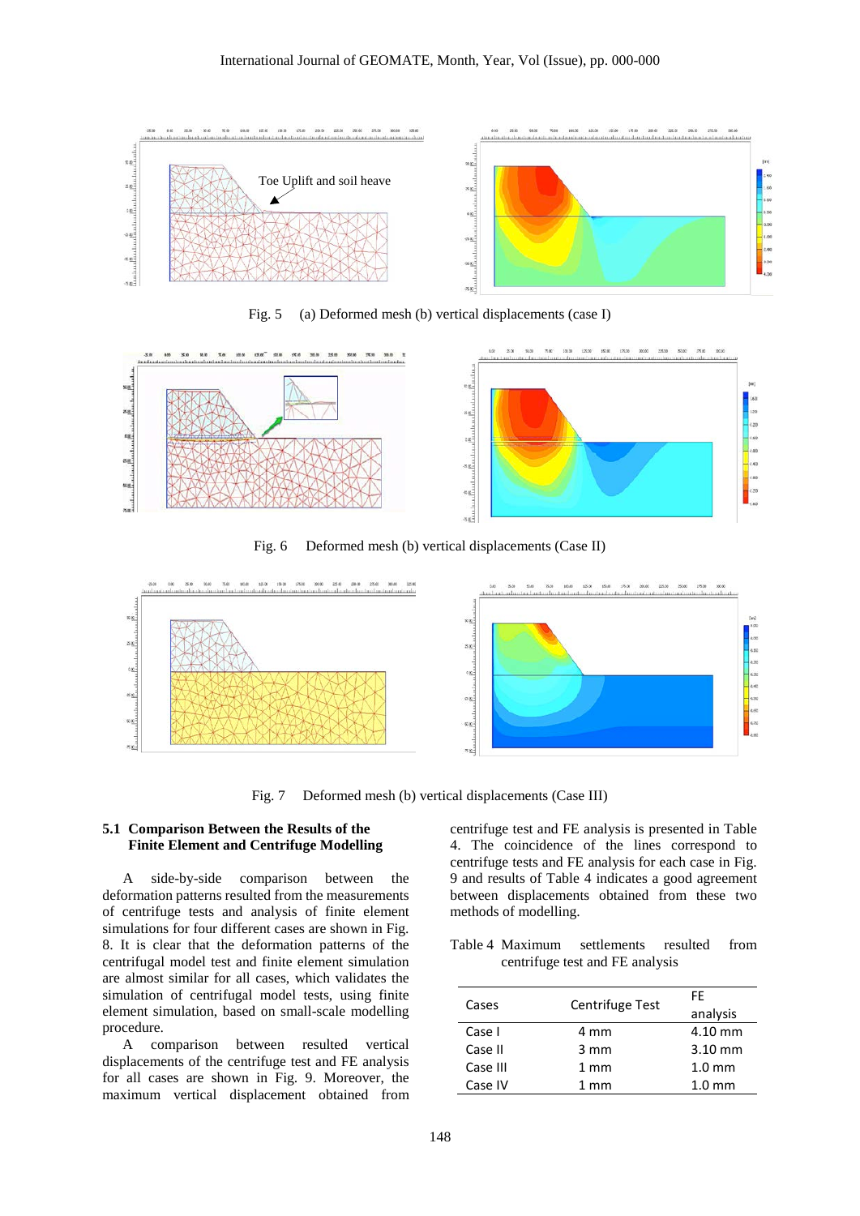Toe Uplift and soil heave

Fig. 5 (a) Deformed mesh (b) vertical displacements (case I)

Fig. 6 Deformed mesh (b) vertical displacements (Case II)

Fig. 7 Deformed mesh (b) vertical displacements (Case III)

### 5.1 Comparison Between the Results of the Finite Element and Centrifuge Modelling

A side-by-side comparison between the deformation patterns resulted from the measurements of centrifuge tests and analysis of finite element simulations for four different cases are shown in Fig. 8. It is clear that the deformation patterns of the centrifugal model test and finite element simulation are almost similar for all cases, which validates the simulation of centrifugal model tests, using finite element simulation, based on small-scale modelling procedure.

A comparison between resulted vertical displacements of the centrifuge test and FE analysis for all cases are shown in Fig. 9. Moreover, the maximum vertical displacement obtained from centrifuge test and FE analysis is presented in Table 4. The coincidence of the lines correspond to centrifuge tests and FE analysis for each case in Fig. 9 and results of Table 4 indicates a good agreement between displacements obtained from these two methods of modelling.

Table 4 Maximum settlements resulted from centrifuge test and FE analysis

| Cases | Centrifuge Test | FE analysis |
|---|---|---|
| Case I | 4 mm | 4.10 mm |
| Case II | 3 mm | 3.10 mm |
| Case III | 1 mm | 1.0 mm |
| Case IV | 1 mm | 1.0 mm |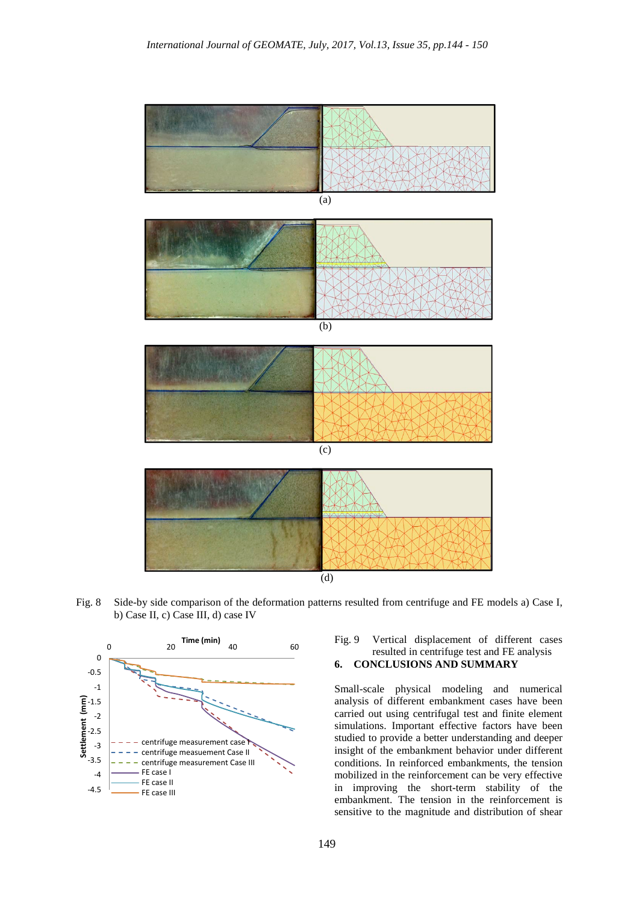Fig. 8 Side-by side comparison of the deformation patterns resulted from centrifuge and FE models a) Case I, b) Case II, c) Case III, d) case IV

Fig. 9 Vertical displacement of different cases resulted in centrifuge test and FE analysis

## 6. CONCLUSIONS AND SUMMARY

Small-scale physical modeling and numerical analysis of different embankment cases have been carried out using centrifugal test and finite element simulations. Important effective factors have been studied to provide a better understanding and deeper insight of the embankment behavior under different conditions. In reinforced embankments, the tension mobilized in the reinforcement can be very effective in improving the short-term stability of the embankment. The tension in the reinforcement is sensitive to the magnitude and distribution of shear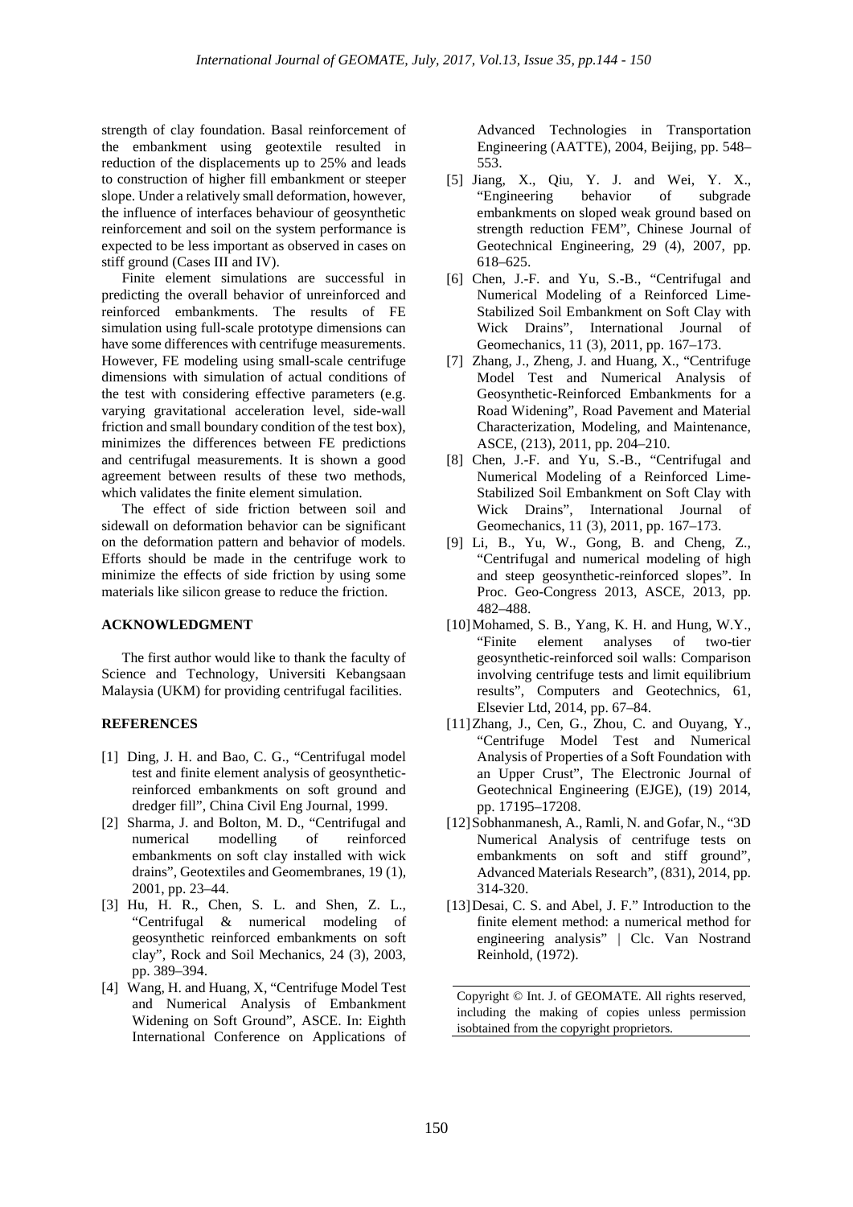strength of clay foundation. Basal reinforcement of the embankment using geotextile resulted in reduction of the displacements up to 25% and leads to construction of higher fill embankment or steeper slope. Under a relatively small deformation, however, the influence of interfaces behaviour of geosynthetic reinforcement and soil on the system performance is expected to be less important as observed in cases on stiff ground (Cases III and IV).

Finite element simulations are successful in predicting the overall behavior of unreinforced and reinforced embankments. The results of FE simulation using full-scale prototype dimensions can have some differences with centrifuge measurements. However, FE modeling using small-scale centrifuge dimensions with simulation of actual conditions of the test with considering effective parameters (e.g. varying gravitational acceleration level, side-wall friction and small boundary condition of the test box), minimizes the differences between FE predictions and centrifugal measurements. It is shown a good agreement between results of these two methods, which validates the finite element simulation.

The effect of side friction between soil and sidewall on deformation behavior can be significant on the deformation pattern and behavior of models. Efforts should be made in the centrifuge work to minimize the effects of side friction by using some materials like silicon grease to reduce the friction.

## ACKNOWLEDGMENT

The first author would like to thank the faculty of Science and Technology, Universiti Kebangsaan Malaysia (UKM) for providing centrifugal facilities.

## REFERENCES

[1] Ding, J. H. and Bao, C. G., "Centrifugal model test and finite element analysis of geosynthetic-reinforced embankments on soft ground and dredger fill", China Civil Eng Journal, 1999.

[2] Sharma, J. and Bolton, M. D., "Centrifugal and numerical modelling of reinforced embankments on soft clay installed with wick drains", Geotextiles and Geomembranes, 19 (1), 2001, pp. 23–44.

[3] Hu, H. R., Chen, S. L. and Shen, Z. L., "Centrifugal & numerical modeling of geosynthetic reinforced embankments on soft clay", Rock and Soil Mechanics, 24 (3), 2003, pp. 389–394.

[4] Wang, H. and Huang, X, "Centrifuge Model Test and Numerical Analysis of Embankment Widening on Soft Ground", ASCE. In: Eighth International Conference on Applications of Advanced Technologies in Transportation Engineering (AATTE), 2004, Beijing, pp. 548–553.

[5] Jiang, X., Qiu, Y. J. and Wei, Y. X., "Engineering behavior of subgrade embankments on sloped weak ground based on strength reduction FEM", Chinese Journal of Geotechnical Engineering, 29 (4), 2007, pp. 618–625.

[6] Chen, J.-F. and Yu, S.-B., "Centrifugal and Numerical Modeling of a Reinforced Lime-Stabilized Soil Embankment on Soft Clay with Wick Drains", International Journal of Geomechanics, 11 (3), 2011, pp. 167–173.

[7] Zhang, J., Zheng, J. and Huang, X., "Centrifuge Model Test and Numerical Analysis of Geosynthetic-Reinforced Embankments for a Road Widening", Road Pavement and Material Characterization, Modeling, and Maintenance, ASCE, (213), 2011, pp. 204–210.

[8] Chen, J.-F. and Yu, S.-B., "Centrifugal and Numerical Modeling of a Reinforced Lime-Stabilized Soil Embankment on Soft Clay with Wick Drains", International Journal of Geomechanics, 11 (3), 2011, pp. 167–173.

[9] Li, B., Yu, W., Gong, B. and Cheng, Z., "Centrifugal and numerical modeling of high and steep geosynthetic-reinforced slopes". In Proc. Geo-Congress 2013, ASCE, 2013, pp. 482–488.

[10] Mohamed, S. B., Yang, K. H. and Hung, W.Y., "Finite element analyses of two-tier geosynthetic-reinforced soil walls: Comparison involving centrifuge tests and limit equilibrium results", Computers and Geotechnics, 61, Elsevier Ltd, 2014, pp. 67–84.

[11] Zhang, J., Cen, G., Zhou, C. and Ouyang, Y., "Centrifuge Model Test and Numerical Analysis of Properties of a Soft Foundation with an Upper Crust", The Electronic Journal of Geotechnical Engineering (EJGE), (19) 2014, pp. 17195–17208.

[12] Sobhanmanesh, A., Ramli, N. and Gofar, N., "3D Numerical Analysis of centrifuge tests on embankments on soft and stiff ground", Advanced Materials Research", (831), 2014, pp. 314-320.

[13] Desai, C. S. and Abel, J. F." Introduction to the finite element method: a numerical method for engineering analysis" | Clc. Van Nostrand Reinhold, (1972).

Copyright © Int. J. of GEOMATE. All rights reserved, including the making of copies unless permission isobtained from the copyright proprietors.